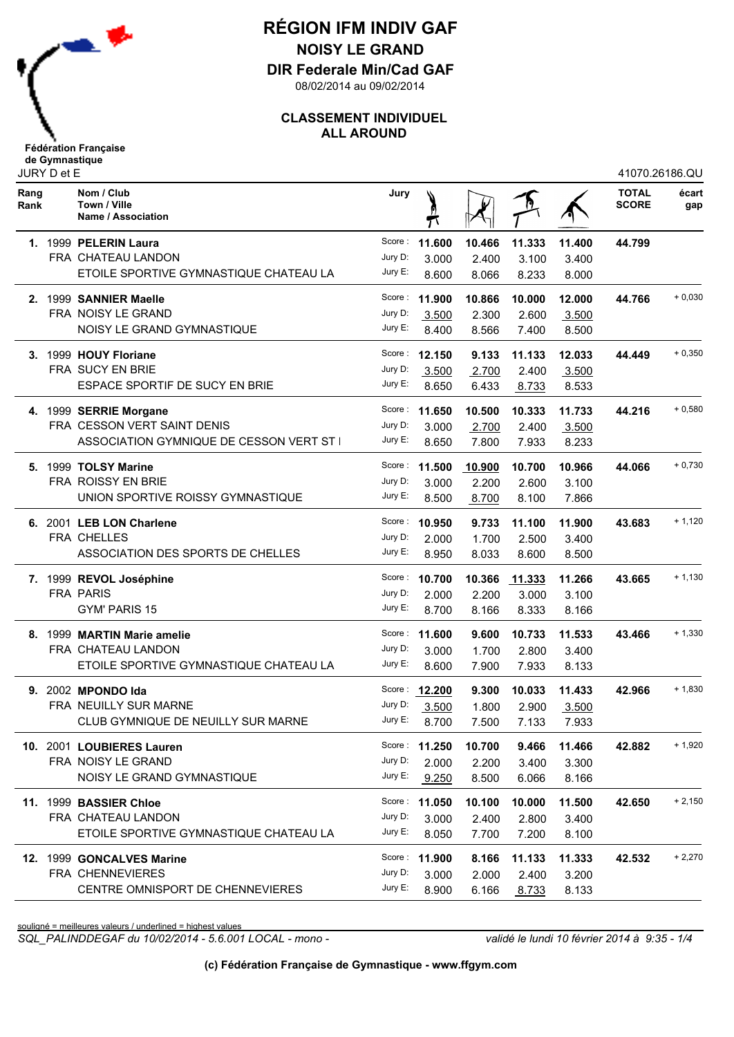# RÉGION IFM INDIV GAF

## NOISY LE GRAND

## DIR Federale Min/Cad GAF

08/02/2014 au 09/02/2014

### CLASSEMENT INDIVIDUEL ALL AROUND

Fédération Française de Gymnastique

JURY D et E

41070.26186.QU

| Rang Rank | Nom / Club Town / Ville Name / Association | Jury | Saut | Barres | Poutre | Sol | TOTAL SCORE | écart gap |
|---|---|---|---|---|---|---|---|---|
| **1.** | 1999 **PELERIN Laura** | Score : | **11.600** | **10.466** | **11.333** | **11.400** | **44.799** | |
| | FRA CHATEAU LANDON | Jury D: | 3.000 | 2.400 | 3.100 | 3.400 | | |
| | ETOILE SPORTIVE GYMNASTIQUE CHATEAU LA | Jury E: | 8.600 | 8.066 | 8.233 | 8.000 | | |
| **2.** | 1999 **SANNIER Maelle** | Score : | **11.900** | **10.866** | **10.000** | **12.000** | **44.766** | + 0,030 |
| | FRA NOISY LE GRAND | Jury D: | 3.500 | 2.300 | 2.600 | 3.500 | | |
| | NOISY LE GRAND GYMNASTIQUE | Jury E: | 8.400 | 8.566 | 7.400 | 8.500 | | |
| **3.** | 1999 **HOUY Floriane** | Score : | **12.150** | **9.133** | **11.133** | **12.033** | **44.449** | + 0,350 |
| | FRA SUCY EN BRIE | Jury D: | 3.500 | 2.700 | 2.400 | 3.500 | | |
| | ESPACE SPORTIF DE SUCY EN BRIE | Jury E: | 8.650 | 6.433 | 8.733 | 8.533 | | |
| **4.** | 1999 **SERRIE Morgane** | Score : | **11.650** | **10.500** | **10.333** | **11.733** | **44.216** | + 0,580 |
| | FRA CESSON VERT SAINT DENIS | Jury D: | 3.000 | 2.700 | 2.400 | 3.500 | | |
| | ASSOCIATION GYMNIQUE DE CESSON VERT ST I | Jury E: | 8.650 | 7.800 | 7.933 | 8.233 | | |
| **5.** | 1999 **TOLSY Marine** | Score : | **11.500** | **10.900** | **10.700** | **10.966** | **44.066** | + 0,730 |
| | FRA ROISSY EN BRIE | Jury D: | 3.000 | 2.200 | 2.600 | 3.100 | | |
| | UNION SPORTIVE ROISSY GYMNASTIQUE | Jury E: | 8.500 | 8.700 | 8.100 | 7.866 | | |
| **6.** | 2001 **LEB LON Charlene** | Score : | **10.950** | **9.733** | **11.100** | **11.900** | **43.683** | + 1,120 |
| | FRA CHELLES | Jury D: | 2.000 | 1.700 | 2.500 | 3.400 | | |
| | ASSOCIATION DES SPORTS DE CHELLES | Jury E: | 8.950 | 8.033 | 8.600 | 8.500 | | |
| **7.** | 1999 **REVOL Joséphine** | Score : | **10.700** | **10.366** | **11.333** | **11.266** | **43.665** | + 1,130 |
| | FRA PARIS | Jury D: | 2.000 | 2.200 | 3.000 | 3.100 | | |
| | GYM' PARIS 15 | Jury E: | 8.700 | 8.166 | 8.333 | 8.166 | | |
| **8.** | 1999 **MARTIN Marie amelie** | Score : | **11.600** | **9.600** | **10.733** | **11.533** | **43.466** | + 1,330 |
| | FRA CHATEAU LANDON | Jury D: | 3.000 | 1.700 | 2.800 | 3.400 | | |
| | ETOILE SPORTIVE GYMNASTIQUE CHATEAU LA | Jury E: | 8.600 | 7.900 | 7.933 | 8.133 | | |
| **9.** | 2002 **MPONDO Ida** | Score : | **12.200** | **9.300** | **10.033** | **11.433** | **42.966** | + 1,830 |
| | FRA NEUILLY SUR MARNE | Jury D: | 3.500 | 1.800 | 2.900 | 3.500 | | |
| | CLUB GYMNIQUE DE NEUILLY SUR MARNE | Jury E: | 8.700 | 7.500 | 7.133 | 7.933 | | |
| **10.** | 2001 **LOUBIERES Lauren** | Score : | **11.250** | **10.700** | **9.466** | **11.466** | **42.882** | + 1,920 |
| | FRA NOISY LE GRAND | Jury D: | 2.000 | 2.200 | 3.400 | 3.300 | | |
| | NOISY LE GRAND GYMNASTIQUE | Jury E: | 9.250 | 8.500 | 6.066 | 8.166 | | |
| **11.** | 1999 **BASSIER Chloe** | Score : | **11.050** | **10.100** | **10.000** | **11.500** | **42.650** | + 2,150 |
| | FRA CHATEAU LANDON | Jury D: | 3.000 | 2.400 | 2.800 | 3.400 | | |
| | ETOILE SPORTIVE GYMNASTIQUE CHATEAU LA | Jury E: | 8.050 | 7.700 | 7.200 | 8.100 | | |
| **12.** | 1999 **GONCALVES Marine** | Score : | **11.900** | **8.166** | **11.133** | **11.333** | **42.532** | + 2,270 |
| | FRA CHENNEVIERES | Jury D: | 3.000 | 2.000 | 2.400 | 3.200 | | |
| | CENTRE OMNISPORT DE CHENNEVIERES | Jury E: | 8.900 | 6.166 | 8.733 | 8.133 | | |

souligné = meilleures valeurs / underlined = highest values

*SQL_PALINDDEGAF du 10/02/2014 - 5.6.001 LOCAL - mono -* *validé le lundi 10 février 2014 à 9:35*

**(c) Fédération Française de Gymnastique - www.ffgym.com**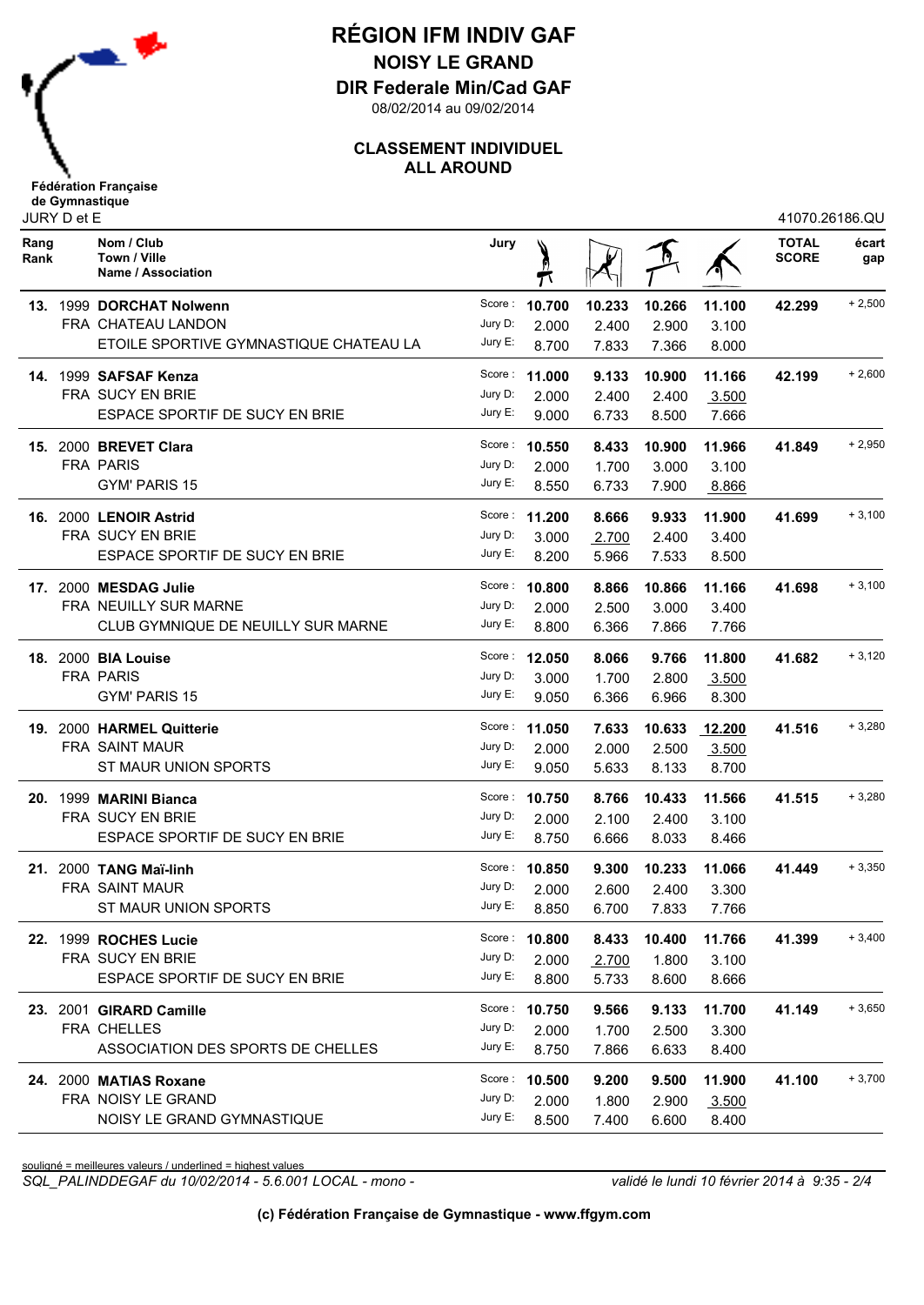# RÉGION IFM INDIV GAF

## NOISY LE GRAND

## DIR Federale Min/Cad GAF

08/02/2014 au 09/02/2014

### CLASSEMENT INDIVIDUEL
### ALL AROUND

**Fédération Française de Gymnastique**

JURY D et E — 41070.26186.QU

| Rang / Rank | Nom / Club / Town / Ville / Name / Association | Jury | Saut | Barres | Poutre | Sol | TOTAL SCORE | écart / gap |
|---|---|---|---|---|---|---|---|---|
| **13.** | 1999 **DORCHAT Nolwenn** | Score : | **10.700** | **10.233** | **10.266** | **11.100** | **42.299** | + 2,500 |
| | FRA CHATEAU LANDON | Jury D: | 2.000 | 2.400 | 2.900 | 3.100 | | |
| | ETOILE SPORTIVE GYMNASTIQUE CHATEAU LA | Jury E: | 8.700 | 7.833 | 7.366 | 8.000 | | |
| **14.** | 1999 **SAFSAF Kenza** | Score : | **11.000** | **9.133** | **10.900** | **11.166** | **42.199** | + 2,600 |
| | FRA SUCY EN BRIE | Jury D: | 2.000 | 2.400 | 2.400 | 3.500 | | |
| | ESPACE SPORTIF DE SUCY EN BRIE | Jury E: | 9.000 | 6.733 | 8.500 | 7.666 | | |
| **15.** | 2000 **BREVET Clara** | Score : | **10.550** | **8.433** | **10.900** | **11.966** | **41.849** | + 2,950 |
| | FRA PARIS | Jury D: | 2.000 | 1.700 | 3.000 | 3.100 | | |
| | GYM' PARIS 15 | Jury E: | 8.550 | 6.733 | 7.900 | 8.866 | | |
| **16.** | 2000 **LENOIR Astrid** | Score : | **11.200** | **8.666** | **9.933** | **11.900** | **41.699** | + 3,100 |
| | FRA SUCY EN BRIE | Jury D: | 3.000 | 2.700 | 2.400 | 3.400 | | |
| | ESPACE SPORTIF DE SUCY EN BRIE | Jury E: | 8.200 | 5.966 | 7.533 | 8.500 | | |
| **17.** | 2000 **MESDAG Julie** | Score : | **10.800** | **8.866** | **10.866** | **11.166** | **41.698** | + 3,100 |
| | FRA NEUILLY SUR MARNE | Jury D: | 2.000 | 2.500 | 3.000 | 3.400 | | |
| | CLUB GYMNIQUE DE NEUILLY SUR MARNE | Jury E: | 8.800 | 6.366 | 7.866 | 7.766 | | |
| **18.** | 2000 **BIA Louise** | Score : | **12.050** | **8.066** | **9.766** | **11.800** | **41.682** | + 3,120 |
| | FRA PARIS | Jury D: | 3.000 | 1.700 | 2.800 | 3.500 | | |
| | GYM' PARIS 15 | Jury E: | 9.050 | 6.366 | 6.966 | 8.300 | | |
| **19.** | 2000 **HARMEL Quitterie** | Score : | **11.050** | **7.633** | **10.633** | **12.200** | **41.516** | + 3,280 |
| | FRA SAINT MAUR | Jury D: | 2.000 | 2.000 | 2.500 | 3.500 | | |
| | ST MAUR UNION SPORTS | Jury E: | 9.050 | 5.633 | 8.133 | 8.700 | | |
| **20.** | 1999 **MARINI Bianca** | Score : | **10.750** | **8.766** | **10.433** | **11.566** | **41.515** | + 3,280 |
| | FRA SUCY EN BRIE | Jury D: | 2.000 | 2.100 | 2.400 | 3.100 | | |
| | ESPACE SPORTIF DE SUCY EN BRIE | Jury E: | 8.750 | 6.666 | 8.033 | 8.466 | | |
| **21.** | 2000 **TANG Maï-linh** | Score : | **10.850** | **9.300** | **10.233** | **11.066** | **41.449** | + 3,350 |
| | FRA SAINT MAUR | Jury D: | 2.000 | 2.600 | 2.400 | 3.300 | | |
| | ST MAUR UNION SPORTS | Jury E: | 8.850 | 6.700 | 7.833 | 7.766 | | |
| **22.** | 1999 **ROCHES Lucie** | Score : | **10.800** | **8.433** | **10.400** | **11.766** | **41.399** | + 3,400 |
| | FRA SUCY EN BRIE | Jury D: | 2.000 | 2.700 | 1.800 | 3.100 | | |
| | ESPACE SPORTIF DE SUCY EN BRIE | Jury E: | 8.800 | 5.733 | 8.600 | 8.666 | | |
| **23.** | 2001 **GIRARD Camille** | Score : | **10.750** | **9.566** | **9.133** | **11.700** | **41.149** | + 3,650 |
| | FRA CHELLES | Jury D: | 2.000 | 1.700 | 2.500 | 3.300 | | |
| | ASSOCIATION DES SPORTS DE CHELLES | Jury E: | 8.750 | 7.866 | 6.633 | 8.400 | | |
| **24.** | 2000 **MATIAS Roxane** | Score : | **10.500** | **9.200** | **9.500** | **11.900** | **41.100** | + 3,700 |
| | FRA NOISY LE GRAND | Jury D: | 2.000 | 1.800 | 2.900 | 3.500 | | |
| | NOISY LE GRAND GYMNASTIQUE | Jury E: | 8.500 | 7.400 | 6.600 | 8.400 | | |

souligné = meilleures valeurs / underlined = highest values

*SQL_PALINDDEGAF du 10/02/2014 - 5.6.001 LOCAL - mono -* *validé le lundi 10 février 2014 à 9:35*

**(c) Fédération Française de Gymnastique - www.ffgym.com**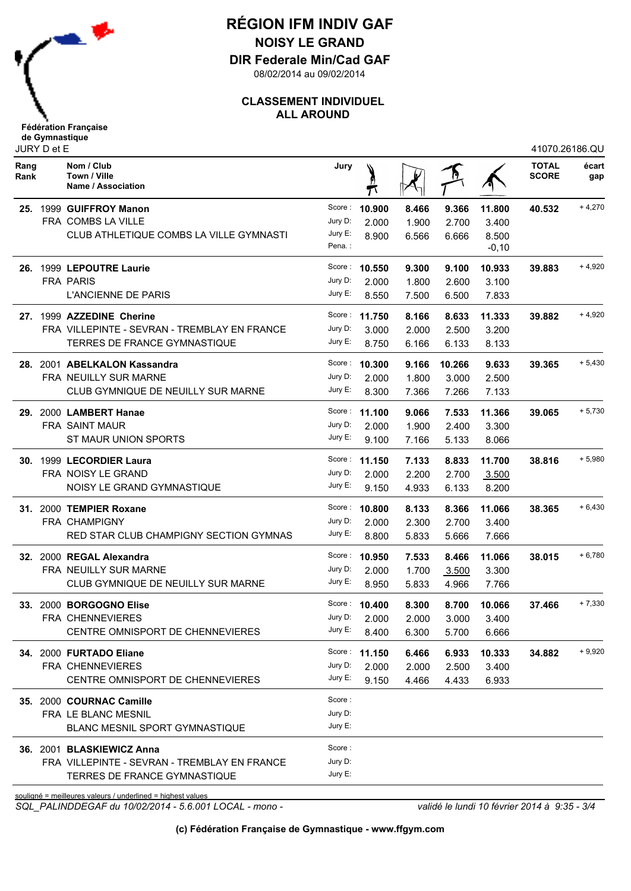# RÉGION IFM INDIV GAF

## NOISY LE GRAND

## DIR Federale Min/Cad GAF

08/02/2014 au 09/02/2014

### CLASSEMENT INDIVIDUEL
### ALL AROUND

Fédération Française de Gymnastique

JURY D et E

41070.26186.QU

| Rang Rank | Nom / Club<br>Town / Ville<br>Name / Association | Jury | Saut | Barres | Poutre | Sol | TOTAL SCORE | écart gap |
|---|---|---|---|---|---|---|---|---|
| **25.** | 1999 **GUIFFROY Manon**<br>FRA COMBS LA VILLE<br>CLUB ATHLETIQUE COMBS LA VILLE GYMNASTI | Score :<br>Jury D:<br>Jury E:<br>Pena. : | **10.900**<br>2.000<br>8.900 | **8.466**<br>1.900<br>6.566 | **9.366**<br>2.700<br>6.666 | **11.800**<br>3.400<br>8.500<br>-0,10 | **40.532** | + 4,270 |
| **26.** | 1999 **LEPOUTRE Laurie**<br>FRA PARIS<br>L'ANCIENNE DE PARIS | Score :<br>Jury D:<br>Jury E: | **10.550**<br>2.000<br>8.550 | **9.300**<br>1.800<br>7.500 | **9.100**<br>2.600<br>6.500 | **10.933**<br>3.100<br>7.833 | **39.883** | + 4,920 |
| **27.** | 1999 **AZZEDINE Cherine**<br>FRA VILLEPINTE - SEVRAN - TREMBLAY EN FRANCE<br>TERRES DE FRANCE GYMNASTIQUE | Score :<br>Jury D:<br>Jury E: | **11.750**<br>3.000<br>8.750 | **8.166**<br>2.000<br>6.166 | **8.633**<br>2.500<br>6.133 | **11.333**<br>3.200<br>8.133 | **39.882** | + 4,920 |
| **28.** | 2001 **ABELKALON Kassandra**<br>FRA NEUILLY SUR MARNE<br>CLUB GYMNIQUE DE NEUILLY SUR MARNE | Score :<br>Jury D:<br>Jury E: | **10.300**<br>2.000<br>8.300 | **9.166**<br>1.800<br>7.366 | **10.266**<br>3.000<br>7.266 | **9.633**<br>2.500<br>7.133 | **39.365** | + 5,430 |
| **29.** | 2000 **LAMBERT Hanae**<br>FRA SAINT MAUR<br>ST MAUR UNION SPORTS | Score :<br>Jury D:<br>Jury E: | **11.100**<br>2.000<br>9.100 | **9.066**<br>1.900<br>7.166 | **7.533**<br>2.400<br>5.133 | **11.366**<br>3.300<br>8.066 | **39.065** | + 5,730 |
| **30.** | 1999 **LECORDIER Laura**<br>FRA NOISY LE GRAND<br>NOISY LE GRAND GYMNASTIQUE | Score :<br>Jury D:<br>Jury E: | **11.150**<br>2.000<br>9.150 | **7.133**<br>2.200<br>4.933 | **8.833**<br>2.700<br>6.133 | **11.700**<br><u>3.500</u><br>8.200 | **38.816** | + 5,980 |
| **31.** | 2000 **TEMPIER Roxane**<br>FRA CHAMPIGNY<br>RED STAR CLUB CHAMPIGNY SECTION GYMNAS | Score :<br>Jury D:<br>Jury E: | **10.800**<br>2.000<br>8.800 | **8.133**<br>2.300<br>5.833 | **8.366**<br>2.700<br>5.666 | **11.066**<br>3.400<br>7.666 | **38.365** | + 6,430 |
| **32.** | 2000 **REGAL Alexandra**<br>FRA NEUILLY SUR MARNE<br>CLUB GYMNIQUE DE NEUILLY SUR MARNE | Score :<br>Jury D:<br>Jury E: | **10.950**<br>2.000<br>8.950 | **7.533**<br>1.700<br>5.833 | **8.466**<br><u>3.500</u><br>4.966 | **11.066**<br>3.300<br>7.766 | **38.015** | + 6,780 |
| **33.** | 2000 **BORGOGNO Elise**<br>FRA CHENNEVIERES<br>CENTRE OMNISPORT DE CHENNEVIERES | Score :<br>Jury D:<br>Jury E: | **10.400**<br>2.000<br>8.400 | **8.300**<br>2.000<br>6.300 | **8.700**<br>3.000<br>5.700 | **10.066**<br>3.400<br>6.666 | **37.466** | + 7,330 |
| **34.** | 2000 **FURTADO Eliane**<br>FRA CHENNEVIERES<br>CENTRE OMNISPORT DE CHENNEVIERES | Score :<br>Jury D:<br>Jury E: | **11.150**<br>2.000<br>9.150 | **6.466**<br>2.000<br>4.466 | **6.933**<br>2.500<br>4.433 | **10.333**<br>3.400<br>6.933 | **34.882** | + 9,920 |
| **35.** | 2000 **COURNAC Camille**<br>FRA LE BLANC MESNIL<br>BLANC MESNIL SPORT GYMNASTIQUE | Score :<br>Jury D:<br>Jury E: | | | | | | |
| **36.** | 2001 **BLASKIEWICZ Anna**<br>FRA VILLEPINTE - SEVRAN - TREMBLAY EN FRANCE<br>TERRES DE FRANCE GYMNASTIQUE | Score :<br>Jury D:<br>Jury E: | | | | | | |

souligné = meilleures valeurs / underlined = highest values

*SQL_PALINDDEGAF du 10/02/2014 - 5.6.001 LOCAL - mono -* *validé le lundi 10 février 2014 à 9:35*

**(c) Fédération Française de Gymnastique - www.ffgym.com**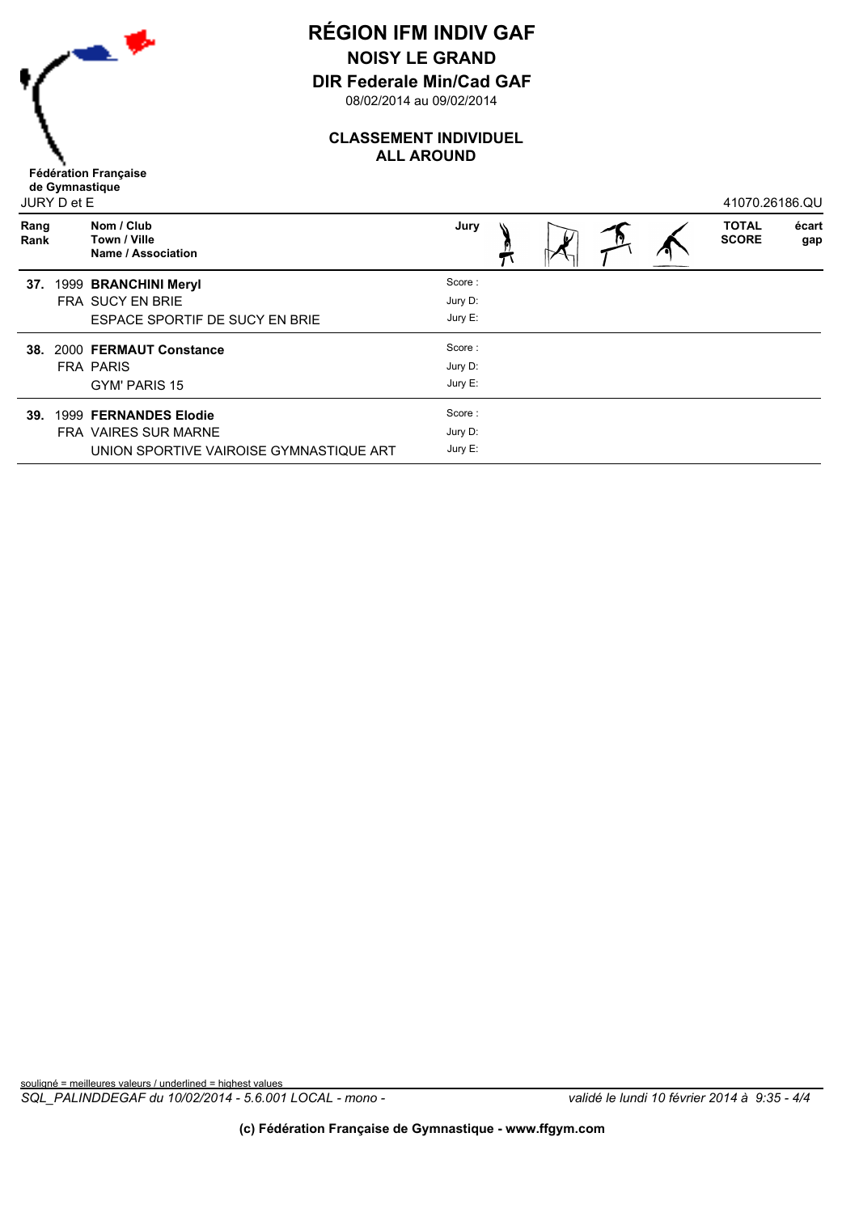# RÉGION IFM INDIV GAF

## NOISY LE GRAND

## DIR Federale Min/Cad GAF

08/02/2014 au 09/02/2014

### CLASSEMENT INDIVIDUEL ALL AROUND

Fédération Française de Gymnastique

JURY D et E

41070.26186.QU

| Rang Rank | Nom / Club Town / Ville Name / Association | Jury | | | | | TOTAL SCORE | écart gap |
|---|---|---|---|---|---|---|---|---|
| **37.** | 1999 **BRANCHINI Meryl** FRA SUCY EN BRIE ESPACE SPORTIF DE SUCY EN BRIE | Score : Jury D: Jury E: | | | | | | |
| **38.** | 2000 **FERMAUT Constance** FRA PARIS GYM' PARIS 15 | Score : Jury D: Jury E: | | | | | | |
| **39.** | 1999 **FERNANDES Elodie** FRA VAIRES SUR MARNE UNION SPORTIVE VAIROISE GYMNASTIQUE ART | Score : Jury D: Jury E: | | | | | | |

souligné = meilleures valeurs / underlined = highest values

*SQL_PALINDDEGAF du 10/02/2014 - 5.6.001 LOCAL - mono -*

*validé le lundi 10 février 2014 à 9:35*

**(c) Fédération Française de Gymnastique - www.ffgym.com**